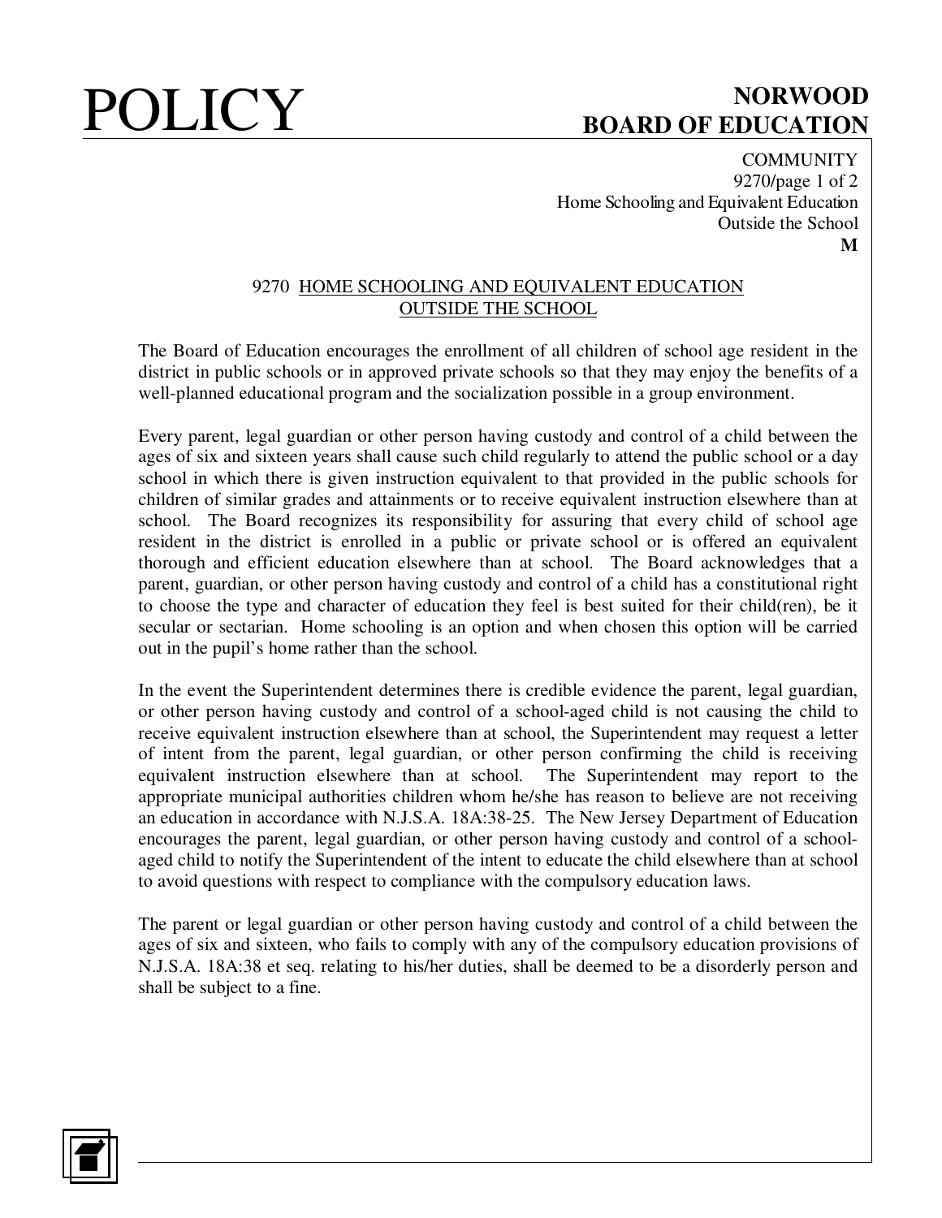# POLICY

**NORWOOD BOARD OF EDUCATION**

COMMUNITY
9270/page 1 of 2
Home Schooling and Equivalent Education Outside the School
**M**

## 9270 HOME SCHOOLING AND EQUIVALENT EDUCATION OUTSIDE THE SCHOOL

The Board of Education encourages the enrollment of all children of school age resident in the district in public schools or in approved private schools so that they may enjoy the benefits of a well-planned educational program and the socialization possible in a group environment.

Every parent, legal guardian or other person having custody and control of a child between the ages of six and sixteen years shall cause such child regularly to attend the public school or a day school in which there is given instruction equivalent to that provided in the public schools for children of similar grades and attainments or to receive equivalent instruction elsewhere than at school. The Board recognizes its responsibility for assuring that every child of school age resident in the district is enrolled in a public or private school or is offered an equivalent thorough and efficient education elsewhere than at school. The Board acknowledges that a parent, guardian, or other person having custody and control of a child has a constitutional right to choose the type and character of education they feel is best suited for their child(ren), be it secular or sectarian. Home schooling is an option and when chosen this option will be carried out in the pupil's home rather than the school.

In the event the Superintendent determines there is credible evidence the parent, legal guardian, or other person having custody and control of a school-aged child is not causing the child to receive equivalent instruction elsewhere than at school, the Superintendent may request a letter of intent from the parent, legal guardian, or other person confirming the child is receiving equivalent instruction elsewhere than at school. The Superintendent may report to the appropriate municipal authorities children whom he/she has reason to believe are not receiving an education in accordance with N.J.S.A. 18A:38-25. The New Jersey Department of Education encourages the parent, legal guardian, or other person having custody and control of a school-aged child to notify the Superintendent of the intent to educate the child elsewhere than at school to avoid questions with respect to compliance with the compulsory education laws.

The parent or legal guardian or other person having custody and control of a child between the ages of six and sixteen, who fails to comply with any of the compulsory education provisions of N.J.S.A. 18A:38 et seq. relating to his/her duties, shall be deemed to be a disorderly person and shall be subject to a fine.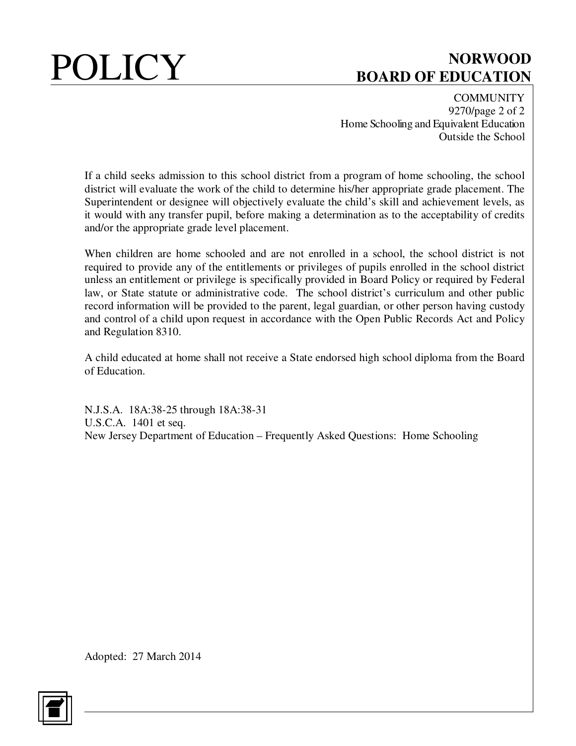If a child seeks admission to this school district from a program of home schooling, the school district will evaluate the work of the child to determine his/her appropriate grade placement. The Superintendent or designee will objectively evaluate the child's skill and achievement levels, as it would with any transfer pupil, before making a determination as to the acceptability of credits and/or the appropriate grade level placement.

When children are home schooled and are not enrolled in a school, the school district is not required to provide any of the entitlements or privileges of pupils enrolled in the school district unless an entitlement or privilege is specifically provided in Board Policy or required by Federal law, or State statute or administrative code. The school district's curriculum and other public record information will be provided to the parent, legal guardian, or other person having custody and control of a child upon request in accordance with the Open Public Records Act and Policy and Regulation 8310.

A child educated at home shall not receive a State endorsed high school diploma from the Board of Education.

N.J.S.A. 18A:38-25 through 18A:38-31
U.S.C.A. 1401 et seq.
New Jersey Department of Education – Frequently Asked Questions: Home Schooling

Adopted: 27 March 2014